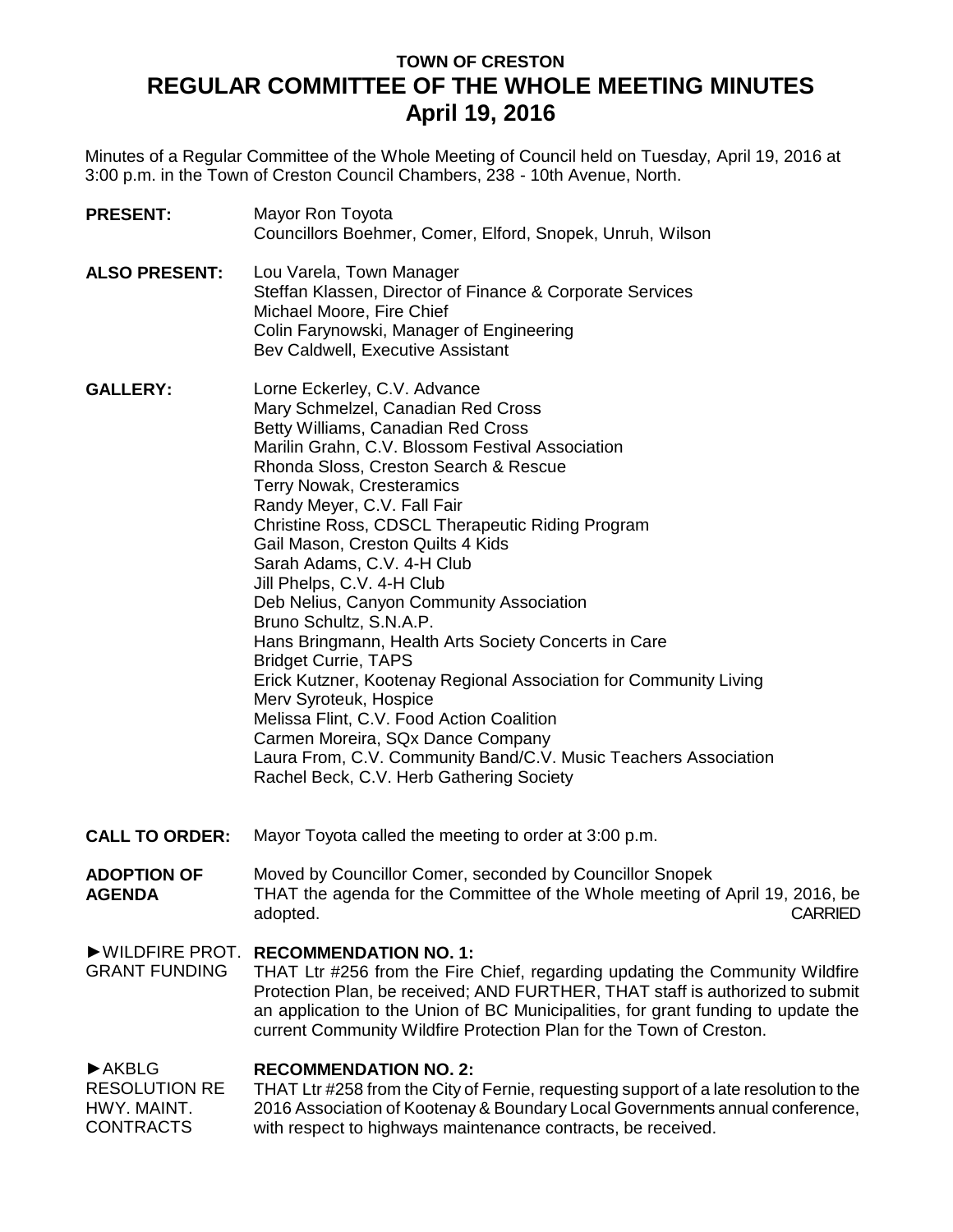# TOWN OF CRESTON
# REGULAR COMMITTEE OF THE WHOLE MEETING MINUTES
# April 19, 2016

Minutes of a Regular Committee of the Whole Meeting of Council held on Tuesday, April 19, 2016 at 3:00 p.m. in the Town of Creston Council Chambers, 238 - 10th Avenue, North.

**PRESENT:** Mayor Ron Toyota
Councillors Boehmer, Comer, Elford, Snopek, Unruh, Wilson

**ALSO PRESENT:** Lou Varela, Town Manager
Steffan Klassen, Director of Finance & Corporate Services
Michael Moore, Fire Chief
Colin Farynowski, Manager of Engineering
Bev Caldwell, Executive Assistant

**GALLERY:** Lorne Eckerley, C.V. Advance
Mary Schmelzel, Canadian Red Cross
Betty Williams, Canadian Red Cross
Marilin Grahn, C.V. Blossom Festival Association
Rhonda Sloss, Creston Search & Rescue
Terry Nowak, Cresteramics
Randy Meyer, C.V. Fall Fair
Christine Ross, CDSCL Therapeutic Riding Program
Gail Mason, Creston Quilts 4 Kids
Sarah Adams, C.V. 4-H Club
Jill Phelps, C.V. 4-H Club
Deb Nelius, Canyon Community Association
Bruno Schultz, S.N.A.P.
Hans Bringmann, Health Arts Society Concerts in Care
Bridget Currie, TAPS
Erick Kutzner, Kootenay Regional Association for Community Living
Merv Syroteuk, Hospice
Melissa Flint, C.V. Food Action Coalition
Carmen Moreira, SQx Dance Company
Laura From, C.V. Community Band/C.V. Music Teachers Association
Rachel Beck, C.V. Herb Gathering Society

**CALL TO ORDER:** Mayor Toyota called the meeting to order at 3:00 p.m.

**ADOPTION OF AGENDA**

Moved by Councillor Comer, seconded by Councillor Snopek
THAT the agenda for the Committee of the Whole meeting of April 19, 2016, be adopted. CARRIED

►WILDFIRE PROT. GRANT FUNDING

**RECOMMENDATION NO. 1:**
THAT Ltr #256 from the Fire Chief, regarding updating the Community Wildfire Protection Plan, be received; AND FURTHER, THAT staff is authorized to submit an application to the Union of BC Municipalities, for grant funding to update the current Community Wildfire Protection Plan for the Town of Creston.

►AKBLG RESOLUTION RE HWY. MAINT. CONTRACTS

**RECOMMENDATION NO. 2:**
THAT Ltr #258 from the City of Fernie, requesting support of a late resolution to the 2016 Association of Kootenay & Boundary Local Governments annual conference, with respect to highways maintenance contracts, be received.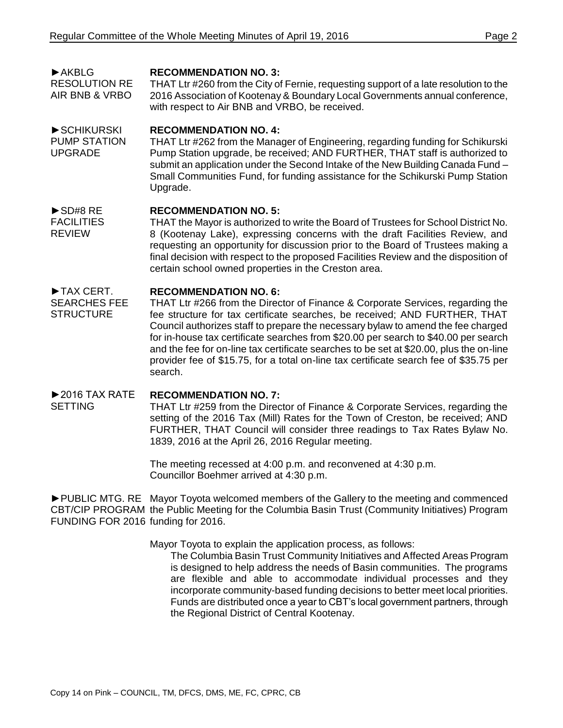►AKBLG RESOLUTION RE AIR BNB & VRBO

**RECOMMENDATION NO. 3:**
THAT Ltr #260 from the City of Fernie, requesting support of a late resolution to the 2016 Association of Kootenay & Boundary Local Governments annual conference, with respect to Air BNB and VRBO, be received.

►SCHIKURSKI PUMP STATION UPGRADE

**RECOMMENDATION NO. 4:**
THAT Ltr #262 from the Manager of Engineering, regarding funding for Schikurski Pump Station upgrade, be received; AND FURTHER, THAT staff is authorized to submit an application under the Second Intake of the New Building Canada Fund – Small Communities Fund, for funding assistance for the Schikurski Pump Station Upgrade.

►SD#8 RE FACILITIES REVIEW

**RECOMMENDATION NO. 5:**
THAT the Mayor is authorized to write the Board of Trustees for School District No. 8 (Kootenay Lake), expressing concerns with the draft Facilities Review, and requesting an opportunity for discussion prior to the Board of Trustees making a final decision with respect to the proposed Facilities Review and the disposition of certain school owned properties in the Creston area.

►TAX CERT. SEARCHES FEE STRUCTURE

**RECOMMENDATION NO. 6:**
THAT Ltr #266 from the Director of Finance & Corporate Services, regarding the fee structure for tax certificate searches, be received; AND FURTHER, THAT Council authorizes staff to prepare the necessary bylaw to amend the fee charged for in-house tax certificate searches from $20.00 per search to $40.00 per search and the fee for on-line tax certificate searches to be set at $20.00, plus the on-line provider fee of $15.75, for a total on-line tax certificate search fee of $35.75 per search.

►2016 TAX RATE SETTING

**RECOMMENDATION NO. 7:**
THAT Ltr #259 from the Director of Finance & Corporate Services, regarding the setting of the 2016 Tax (Mill) Rates for the Town of Creston, be received; AND FURTHER, THAT Council will consider three readings to Tax Rates Bylaw No. 1839, 2016 at the April 26, 2016 Regular meeting.

The meeting recessed at 4:00 p.m. and reconvened at 4:30 p.m.
Councillor Boehmer arrived at 4:30 p.m.

►PUBLIC MTG. RE CBT/CIP PROGRAM FUNDING FOR 2016

Mayor Toyota welcomed members of the Gallery to the meeting and commenced the Public Meeting for the Columbia Basin Trust (Community Initiatives) Program funding for 2016.

Mayor Toyota to explain the application process, as follows:

> The Columbia Basin Trust Community Initiatives and Affected Areas Program is designed to help address the needs of Basin communities. The programs are flexible and able to accommodate individual processes and they incorporate community-based funding decisions to better meet local priorities. Funds are distributed once a year to CBT's local government partners, through the Regional District of Central Kootenay.

Copy 14 on Pink – COUNCIL, TM, DFCS, DMS, ME, FC, CPRC, CB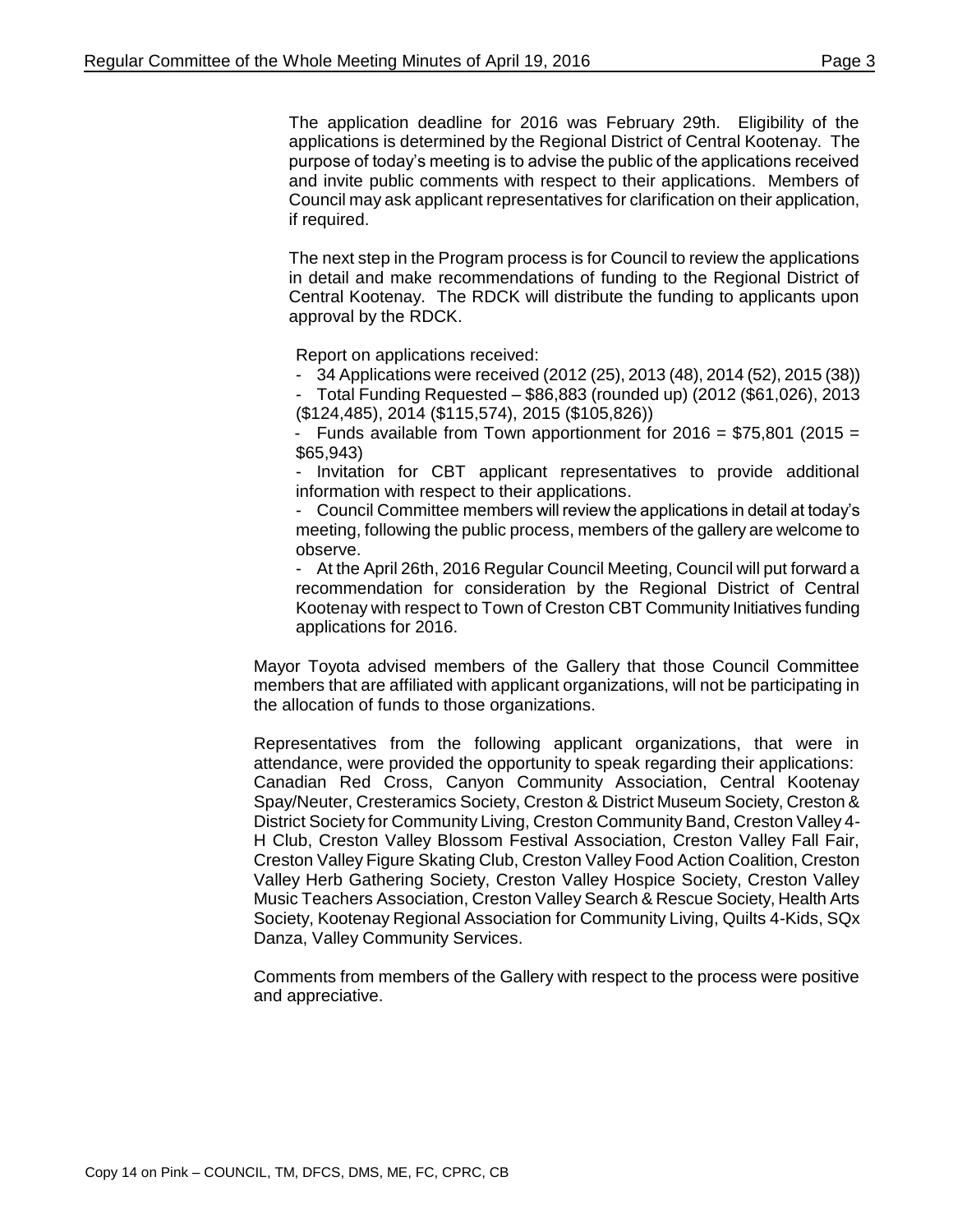The application deadline for 2016 was February 29th. Eligibility of the applications is determined by the Regional District of Central Kootenay. The purpose of today's meeting is to advise the public of the applications received and invite public comments with respect to their applications. Members of Council may ask applicant representatives for clarification on their application, if required.

The next step in the Program process is for Council to review the applications in detail and make recommendations of funding to the Regional District of Central Kootenay. The RDCK will distribute the funding to applicants upon approval by the RDCK.

Report on applications received:

- 34 Applications were received (2012 (25), 2013 (48), 2014 (52), 2015 (38))
- Total Funding Requested – $86,883 (rounded up) (2012 ($61,026), 2013 ($124,485), 2014 ($115,574), 2015 ($105,826))
- Funds available from Town apportionment for 2016 = $75,801 (2015 = $65,943)
- Invitation for CBT applicant representatives to provide additional information with respect to their applications.
- Council Committee members will review the applications in detail at today's meeting, following the public process, members of the gallery are welcome to observe.
- At the April 26th, 2016 Regular Council Meeting, Council will put forward a recommendation for consideration by the Regional District of Central Kootenay with respect to Town of Creston CBT Community Initiatives funding applications for 2016.

Mayor Toyota advised members of the Gallery that those Council Committee members that are affiliated with applicant organizations, will not be participating in the allocation of funds to those organizations.

Representatives from the following applicant organizations, that were in attendance, were provided the opportunity to speak regarding their applications: Canadian Red Cross, Canyon Community Association, Central Kootenay Spay/Neuter, Cresteramics Society, Creston & District Museum Society, Creston & District Society for Community Living, Creston Community Band, Creston Valley 4-H Club, Creston Valley Blossom Festival Association, Creston Valley Fall Fair, Creston Valley Figure Skating Club, Creston Valley Food Action Coalition, Creston Valley Herb Gathering Society, Creston Valley Hospice Society, Creston Valley Music Teachers Association, Creston Valley Search & Rescue Society, Health Arts Society, Kootenay Regional Association for Community Living, Quilts 4-Kids, SQx Danza, Valley Community Services.

Comments from members of the Gallery with respect to the process were positive and appreciative.

Copy 14 on Pink – COUNCIL, TM, DFCS, DMS, ME, FC, CPRC, CB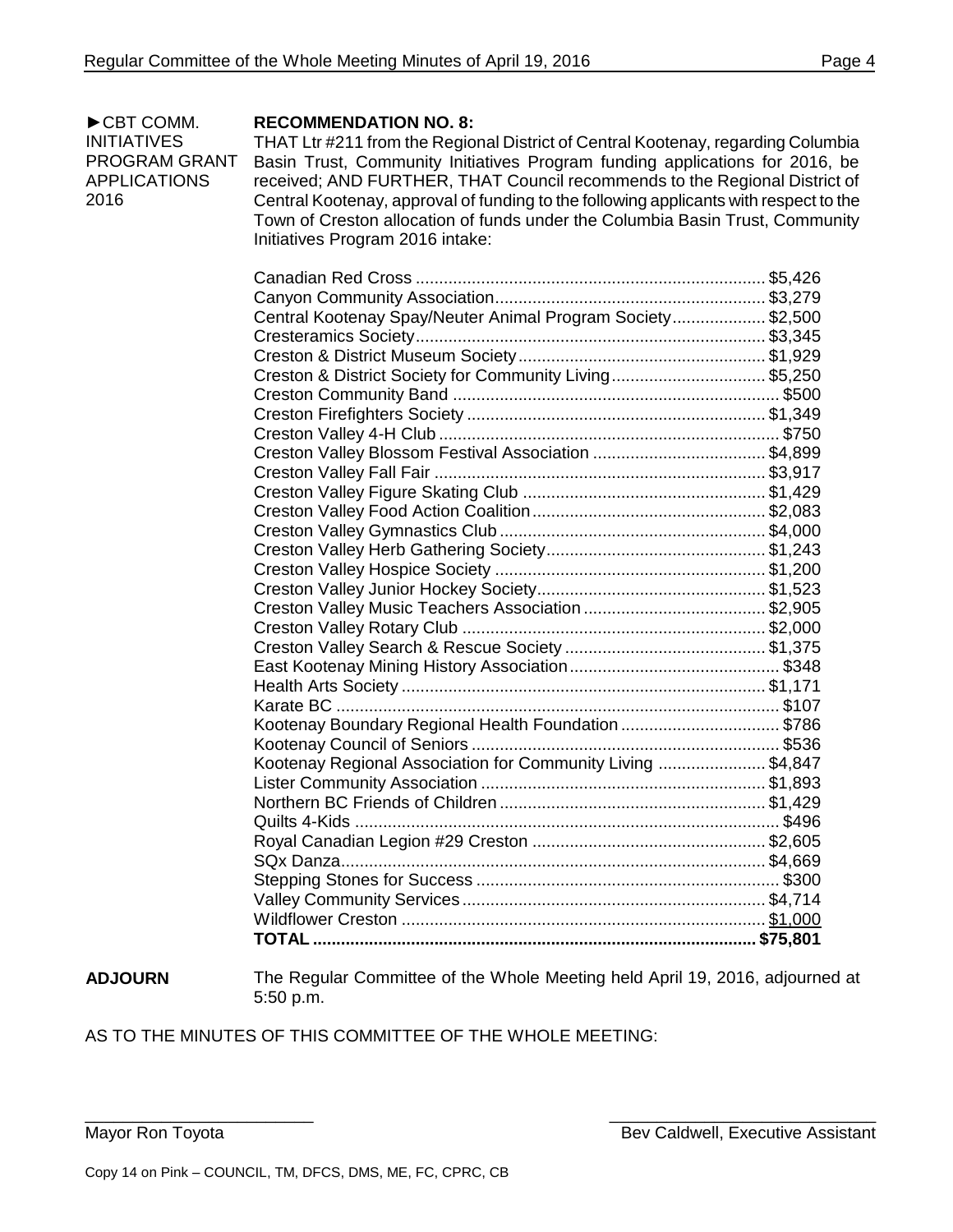►CBT COMM. INITIATIVES PROGRAM GRANT APPLICATIONS 2016

**RECOMMENDATION NO. 8:**

THAT Ltr #211 from the Regional District of Central Kootenay, regarding Columbia Basin Trust, Community Initiatives Program funding applications for 2016, be received; AND FURTHER, THAT Council recommends to the Regional District of Central Kootenay, approval of funding to the following applicants with respect to the Town of Creston allocation of funds under the Columbia Basin Trust, Community Initiatives Program 2016 intake:

| | |
|---|---|
| Canadian Red Cross | $5,426 |
| Canyon Community Association | $3,279 |
| Central Kootenay Spay/Neuter Animal Program Society | $2,500 |
| Cresteramics Society | $3,345 |
| Creston & District Museum Society | $1,929 |
| Creston & District Society for Community Living | $5,250 |
| Creston Community Band | $500 |
| Creston Firefighters Society | $1,349 |
| Creston Valley 4-H Club | $750 |
| Creston Valley Blossom Festival Association | $4,899 |
| Creston Valley Fall Fair | $3,917 |
| Creston Valley Figure Skating Club | $1,429 |
| Creston Valley Food Action Coalition | $2,083 |
| Creston Valley Gymnastics Club | $4,000 |
| Creston Valley Herb Gathering Society | $1,243 |
| Creston Valley Hospice Society | $1,200 |
| Creston Valley Junior Hockey Society | $1,523 |
| Creston Valley Music Teachers Association | $2,905 |
| Creston Valley Rotary Club | $2,000 |
| Creston Valley Search & Rescue Society | $1,375 |
| East Kootenay Mining History Association | $348 |
| Health Arts Society | $1,171 |
| Karate BC | $107 |
| Kootenay Boundary Regional Health Foundation | $786 |
| Kootenay Council of Seniors | $536 |
| Kootenay Regional Association for Community Living | $4,847 |
| Lister Community Association | $1,893 |
| Northern BC Friends of Children | $1,429 |
| Quilts 4-Kids | $496 |
| Royal Canadian Legion #29 Creston | $2,605 |
| SQx Danza | $4,669 |
| Stepping Stones for Success | $300 |
| Valley Community Services | $4,714 |
| Wildflower Creston | $1,000 |
| **TOTAL** | **$75,801** |

**ADJOURN**

The Regular Committee of the Whole Meeting held April 19, 2016, adjourned at 5:50 p.m.

AS TO THE MINUTES OF THIS COMMITTEE OF THE WHOLE MEETING:

\_\_\_\_\_\_\_\_\_\_\_\_\_\_\_\_\_\_\_\_\_\_\_\_
Mayor Ron Toyota

\_\_\_\_\_\_\_\_\_\_\_\_\_\_\_\_\_\_\_\_\_\_\_\_
Bev Caldwell, Executive Assistant

Copy 14 on Pink – COUNCIL, TM, DFCS, DMS, ME, FC, CPRC, CB